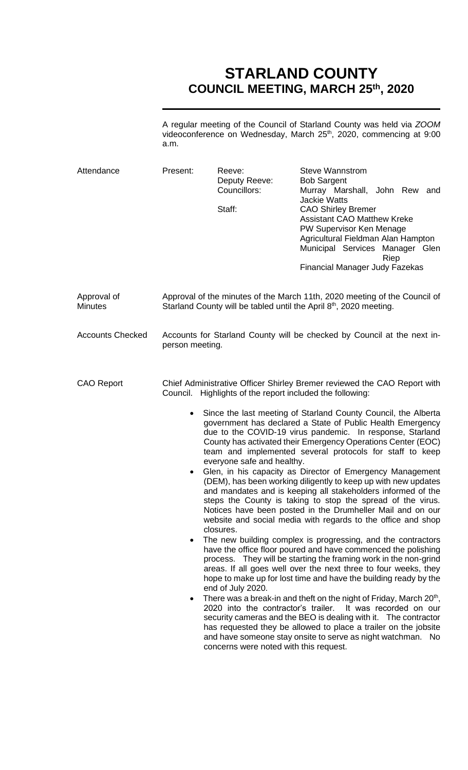# STARLAND COUNTY
## COUNCIL MEETING, MARCH 25th, 2020

A regular meeting of the Council of Starland County was held via *ZOOM* videoconference on Wednesday, March 25th, 2020, commencing at 9:00 a.m.

**Attendance**

Present:

| | |
|---|---|
| Reeve: | Steve Wannstrom |
| Deputy Reeve: | Bob Sargent |
| Councillors: | Murray Marshall, John Rew and Jackie Watts |
| Staff: | CAO Shirley Bremer<br>Assistant CAO Matthew Kreke<br>PW Supervisor Ken Menage<br>Agricultural Fieldman Alan Hampton<br>Municipal Services Manager Glen Riep<br>Financial Manager Judy Fazekas |

**Approval of Minutes**

Approval of the minutes of the March 11th, 2020 meeting of the Council of Starland County will be tabled until the April 8th, 2020 meeting.

**Accounts Checked**

Accounts for Starland County will be checked by Council at the next in-person meeting.

**CAO Report**

Chief Administrative Officer Shirley Bremer reviewed the CAO Report with Council. Highlights of the report included the following:

- Since the last meeting of Starland County Council, the Alberta government has declared a State of Public Health Emergency due to the COVID-19 virus pandemic. In response, Starland County has activated their Emergency Operations Center (EOC) team and implemented several protocols for staff to keep everyone safe and healthy.
- Glen, in his capacity as Director of Emergency Management (DEM), has been working diligently to keep up with new updates and mandates and is keeping all stakeholders informed of the steps the County is taking to stop the spread of the virus. Notices have been posted in the Drumheller Mail and on our website and social media with regards to the office and shop closures.
- The new building complex is progressing, and the contractors have the office floor poured and have commenced the polishing process. They will be starting the framing work in the non-grind areas. If all goes well over the next three to four weeks, they hope to make up for lost time and have the building ready by the end of July 2020.
- There was a break-in and theft on the night of Friday, March 20th, 2020 into the contractor's trailer. It was recorded on our security cameras and the BEO is dealing with it. The contractor has requested they be allowed to place a trailer on the jobsite and have someone stay onsite to serve as night watchman. No concerns were noted with this request.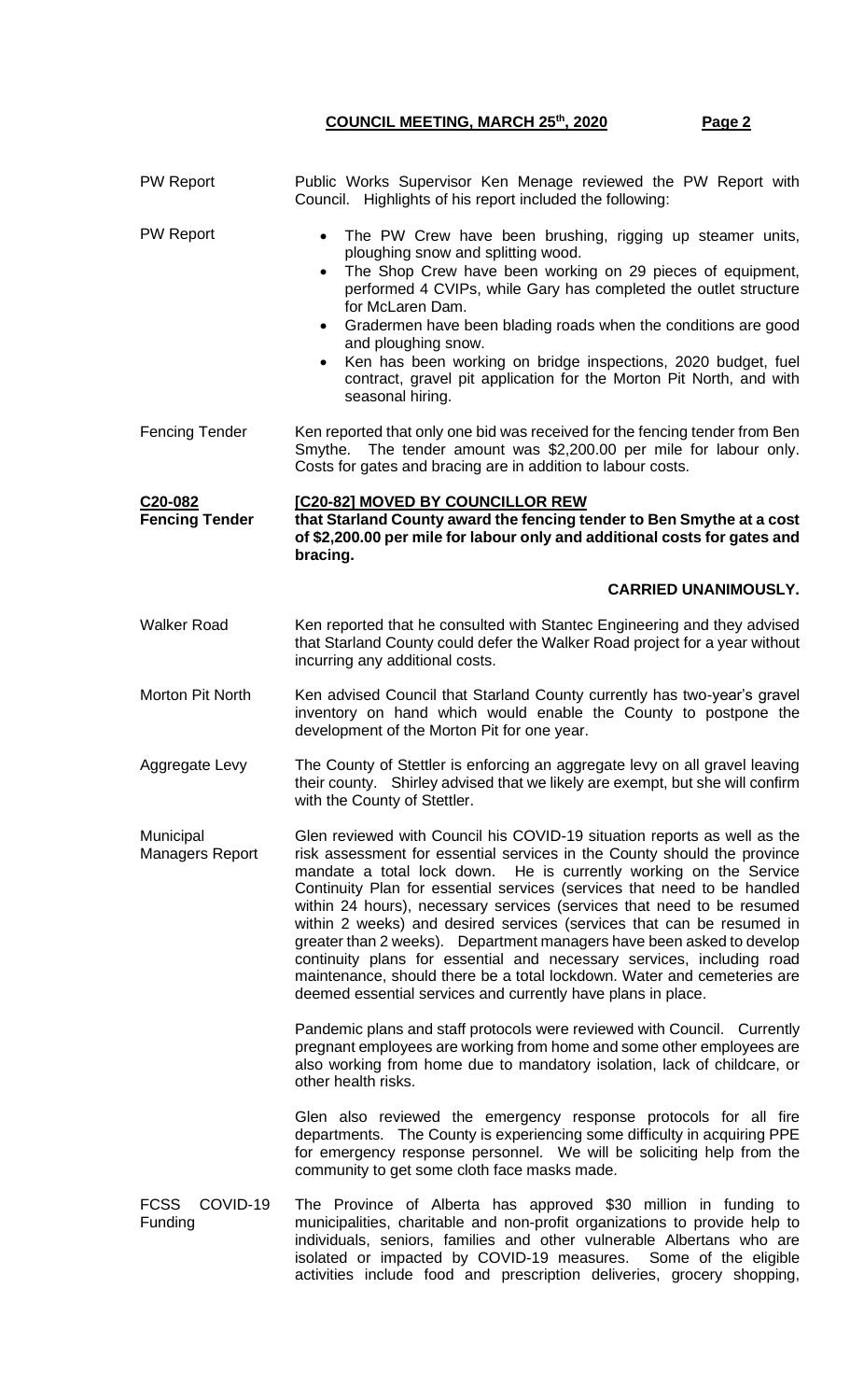PW Report — Public Works Supervisor Ken Menage reviewed the PW Report with Council. Highlights of his report included the following:

PW Report

- The PW Crew have been brushing, rigging up steamer units, ploughing snow and splitting wood.
- The Shop Crew have been working on 29 pieces of equipment, performed 4 CVIPs, while Gary has completed the outlet structure for McLaren Dam.
- Gradermen have been blading roads when the conditions are good and ploughing snow.
- Ken has been working on bridge inspections, 2020 budget, fuel contract, gravel pit application for the Morton Pit North, and with seasonal hiring.

Fencing Tender — Ken reported that only one bid was received for the fencing tender from Ben Smythe. The tender amount was $2,200.00 per mile for labour only. Costs for gates and bracing are in addition to labour costs.

**C20-082**
**Fencing Tender**

**[C20-82] MOVED BY COUNCILLOR REW**
**that Starland County award the fencing tender to Ben Smythe at a cost of $2,200.00 per mile for labour only and additional costs for gates and bracing.**

**CARRIED UNANIMOUSLY.**

Walker Road — Ken reported that he consulted with Stantec Engineering and they advised that Starland County could defer the Walker Road project for a year without incurring any additional costs.

Morton Pit North — Ken advised Council that Starland County currently has two-year's gravel inventory on hand which would enable the County to postpone the development of the Morton Pit for one year.

Aggregate Levy — The County of Stettler is enforcing an aggregate levy on all gravel leaving their county. Shirley advised that we likely are exempt, but she will confirm with the County of Stettler.

Municipal Managers Report — Glen reviewed with Council his COVID-19 situation reports as well as the risk assessment for essential services in the County should the province mandate a total lock down. He is currently working on the Service Continuity Plan for essential services (services that need to be handled within 24 hours), necessary services (services that need to be resumed within 2 weeks) and desired services (services that can be resumed in greater than 2 weeks). Department managers have been asked to develop continuity plans for essential and necessary services, including road maintenance, should there be a total lockdown. Water and cemeteries are deemed essential services and currently have plans in place.

Pandemic plans and staff protocols were reviewed with Council. Currently pregnant employees are working from home and some other employees are also working from home due to mandatory isolation, lack of childcare, or other health risks.

Glen also reviewed the emergency response protocols for all fire departments. The County is experiencing some difficulty in acquiring PPE for emergency response personnel. We will be soliciting help from the community to get some cloth face masks made.

FCSS COVID-19 Funding — The Province of Alberta has approved $30 million in funding to municipalities, charitable and non-profit organizations to provide help to individuals, seniors, families and other vulnerable Albertans who are isolated or impacted by COVID-19 measures. Some of the eligible activities include food and prescription deliveries, grocery shopping,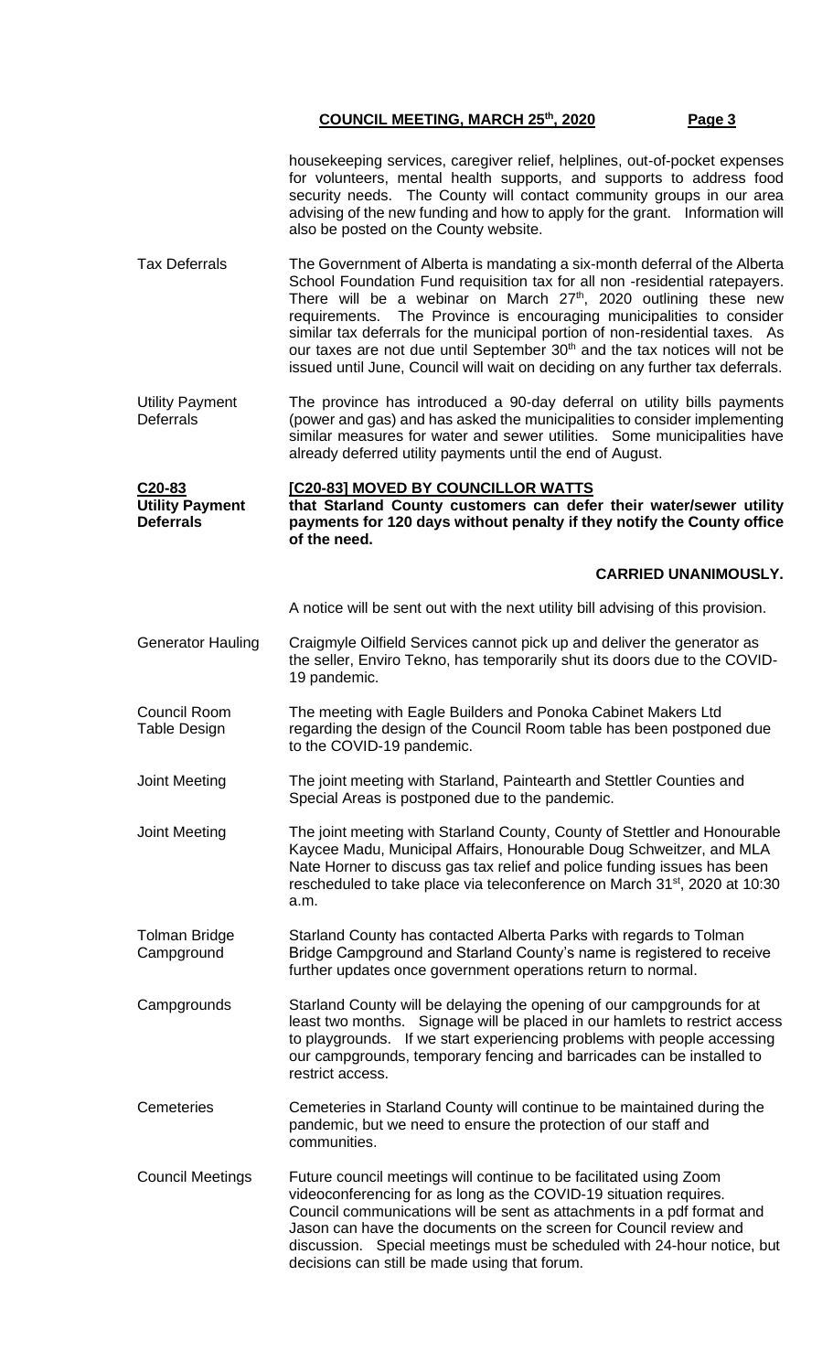housekeeping services, caregiver relief, helplines, out-of-pocket expenses for volunteers, mental health supports, and supports to address food security needs. The County will contact community groups in our area advising of the new funding and how to apply for the grant. Information will also be posted on the County website.

**Tax Deferrals**

The Government of Alberta is mandating a six-month deferral of the Alberta School Foundation Fund requisition tax for all non -residential ratepayers. There will be a webinar on March 27th, 2020 outlining these new requirements. The Province is encouraging municipalities to consider similar tax deferrals for the municipal portion of non-residential taxes. As our taxes are not due until September 30th and the tax notices will not be issued until June, Council will wait on deciding on any further tax deferrals.

**Utility Payment Deferrals**

The province has introduced a 90-day deferral on utility bills payments (power and gas) and has asked the municipalities to consider implementing similar measures for water and sewer utilities. Some municipalities have already deferred utility payments until the end of August.

**C20-83 Utility Payment Deferrals**

**[C20-83] MOVED BY COUNCILLOR WATTS**
**that Starland County customers can defer their water/sewer utility payments for 120 days without penalty if they notify the County office of the need.**

**CARRIED UNANIMOUSLY.**

A notice will be sent out with the next utility bill advising of this provision.

**Generator Hauling**

Craigmyle Oilfield Services cannot pick up and deliver the generator as the seller, Enviro Tekno, has temporarily shut its doors due to the COVID-19 pandemic.

**Council Room Table Design**

The meeting with Eagle Builders and Ponoka Cabinet Makers Ltd regarding the design of the Council Room table has been postponed due to the COVID-19 pandemic.

**Joint Meeting**

The joint meeting with Starland, Paintearth and Stettler Counties and Special Areas is postponed due to the pandemic.

**Joint Meeting**

The joint meeting with Starland County, County of Stettler and Honourable Kaycee Madu, Municipal Affairs, Honourable Doug Schweitzer, and MLA Nate Horner to discuss gas tax relief and police funding issues has been rescheduled to take place via teleconference on March 31st, 2020 at 10:30 a.m.

**Tolman Bridge Campground**

Starland County has contacted Alberta Parks with regards to Tolman Bridge Campground and Starland County's name is registered to receive further updates once government operations return to normal.

**Campgrounds**

Starland County will be delaying the opening of our campgrounds for at least two months. Signage will be placed in our hamlets to restrict access to playgrounds. If we start experiencing problems with people accessing our campgrounds, temporary fencing and barricades can be installed to restrict access.

**Cemeteries**

Cemeteries in Starland County will continue to be maintained during the pandemic, but we need to ensure the protection of our staff and communities.

**Council Meetings**

Future council meetings will continue to be facilitated using Zoom videoconferencing for as long as the COVID-19 situation requires. Council communications will be sent as attachments in a pdf format and Jason can have the documents on the screen for Council review and discussion. Special meetings must be scheduled with 24-hour notice, but decisions can still be made using that forum.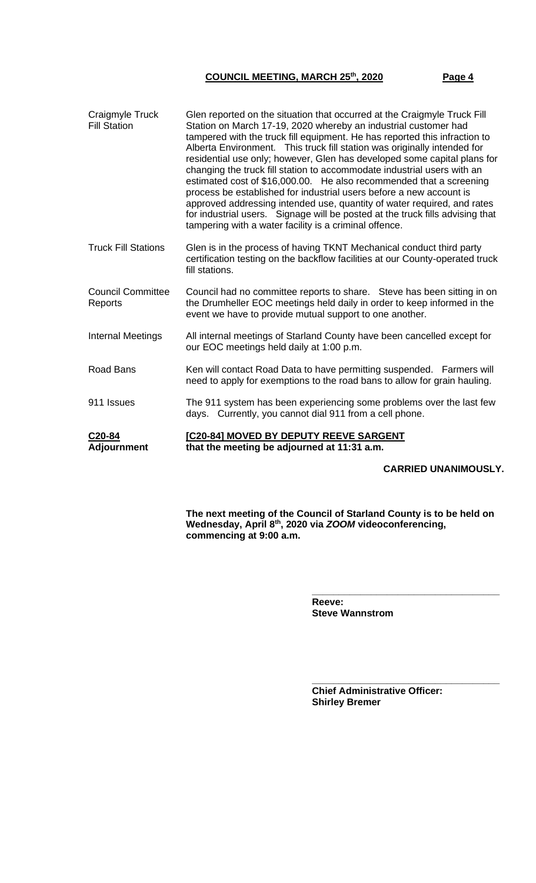**Craigmyle Truck Fill Station**

Glen reported on the situation that occurred at the Craigmyle Truck Fill Station on March 17-19, 2020 whereby an industrial customer had tampered with the truck fill equipment. He has reported this infraction to Alberta Environment. This truck fill station was originally intended for residential use only; however, Glen has developed some capital plans for changing the truck fill station to accommodate industrial users with an estimated cost of $16,000.00. He also recommended that a screening process be established for industrial users before a new account is approved addressing intended use, quantity of water required, and rates for industrial users. Signage will be posted at the truck fills advising that tampering with a water facility is a criminal offence.

**Truck Fill Stations**

Glen is in the process of having TKNT Mechanical conduct third party certification testing on the backflow facilities at our County-operated truck fill stations.

**Council Committee Reports**

Council had no committee reports to share. Steve has been sitting in on the Drumheller EOC meetings held daily in order to keep informed in the event we have to provide mutual support to one another.

**Internal Meetings**

All internal meetings of Starland County have been cancelled except for our EOC meetings held daily at 1:00 p.m.

**Road Bans**

Ken will contact Road Data to have permitting suspended. Farmers will need to apply for exemptions to the road bans to allow for grain hauling.

**911 Issues**

The 911 system has been experiencing some problems over the last few days. Currently, you cannot dial 911 from a cell phone.

**C20-84 Adjournment**

**[C20-84] MOVED BY DEPUTY REEVE SARGENT that the meeting be adjourned at 11:31 a.m.**

**CARRIED UNANIMOUSLY.**

**The next meeting of the Council of Starland County is to be held on Wednesday, April 8th, 2020 via *ZOOM* videoconferencing, commencing at 9:00 a.m.**

\_\_\_\_\_\_\_\_\_\_\_\_\_\_\_\_\_\_\_\_\_\_\_\_\_\_\_\_\_\_\_\_\_\_\_

**Reeve:**
**Steve Wannstrom**

\_\_\_\_\_\_\_\_\_\_\_\_\_\_\_\_\_\_\_\_\_\_\_\_\_\_\_\_\_\_\_\_\_\_\_

**Chief Administrative Officer:**
**Shirley Bremer**